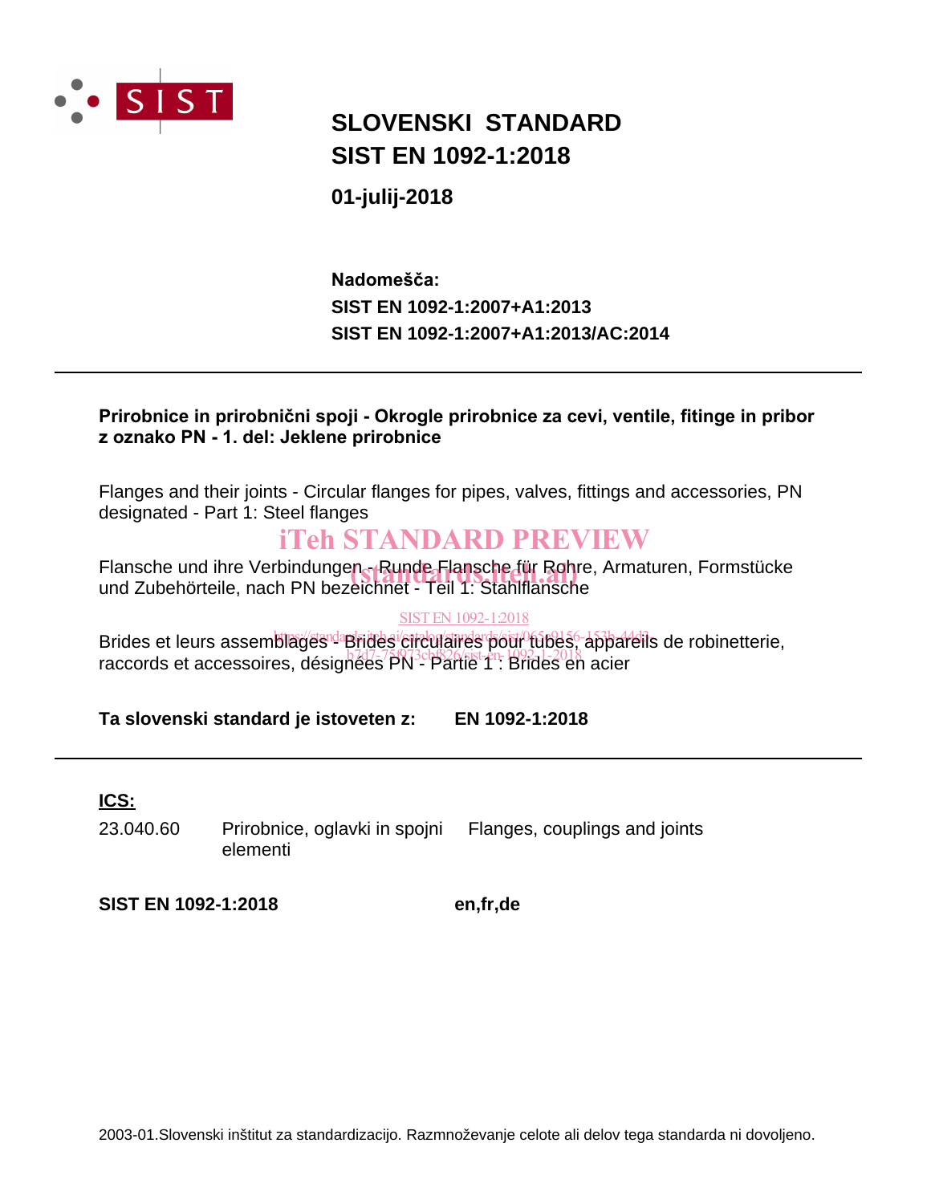SIST

# SLOVENSKI STANDARD
# SIST EN 1092-1:2018

**01-julij-2018**

**Nadomešča:**
**SIST EN 1092-1:2007+A1:2013**
**SIST EN 1092-1:2007+A1:2013/AC:2014**

---

**Prirobnice in prirobnični spoji - Okrogle prirobnice za cevi, ventile, fitinge in pribor z oznako PN - 1. del: Jeklene prirobnice**

Flanges and their joints - Circular flanges for pipes, valves, fittings and accessories, PN designated - Part 1: Steel flanges

iTeh STANDARD PREVIEW

Flansche und ihre Verbindungen - Runde Flansche für Rohre, Armaturen, Formstücke und Zubehörteile, nach PN bezeichnet - Teil 1: Stahlflansche

(standards.iteh.ai)

SIST EN 1092-1:2018

https://standards.iteh.ai/catalog/standards/sist/065e9156-153b-44d3-b7d7-75f973cbf826/sist-en-1092-1-2018

Brides et leurs assemblages - Brides circulaires pour tubes, appareils de robinetterie, raccords et accessoires, désignées PN - Partie 1 : Brides en acier

**Ta slovenski standard je istoveten z:** **EN 1092-1:2018**

---

**ICS:**

| | | |
|---|---|---|
| 23.040.60 | Prirobnice, oglavki in spojni elementi | Flanges, couplings and joints |

**SIST EN 1092-1:2018** **en,fr,de**

2003-01.Slovenski inštitut za standardizacijo. Razmnoževanje celote ali delov tega standarda ni dovoljeno.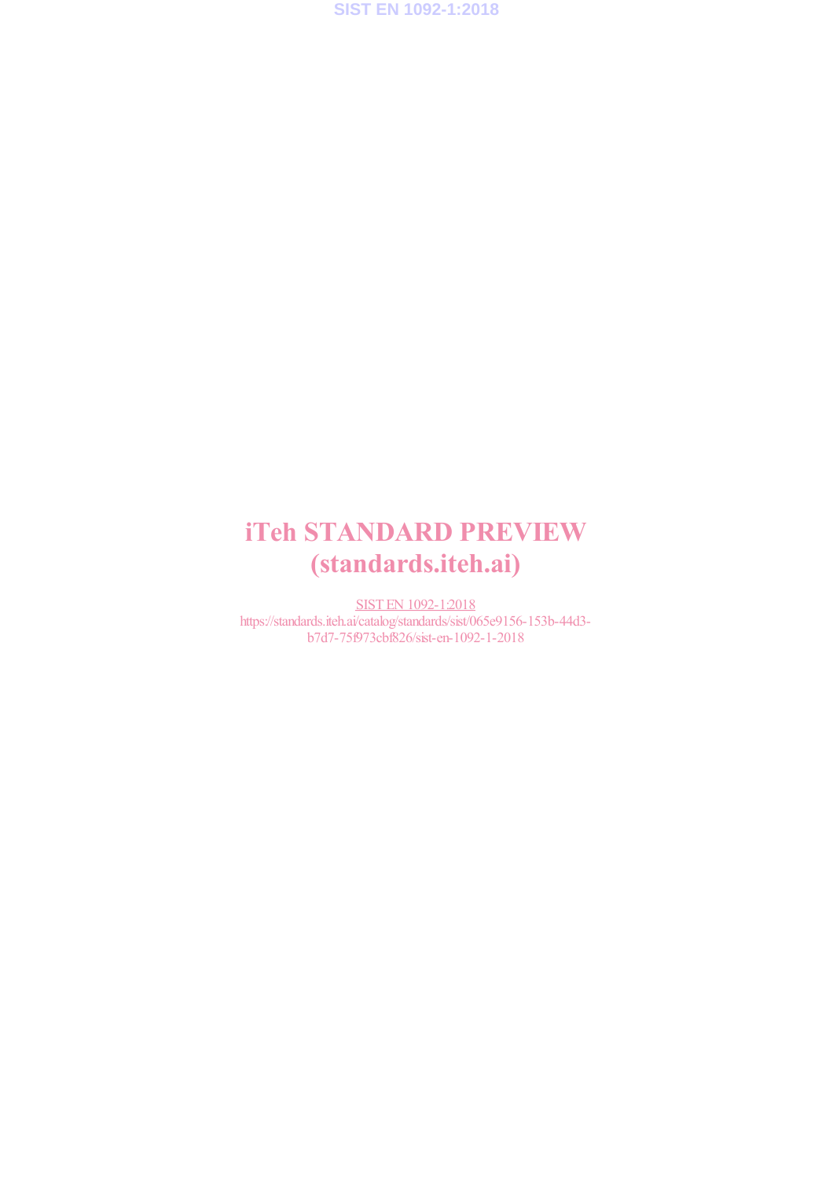iTeh STANDARD PREVIEW
(standards.iteh.ai)

SIST EN 1092-1:2018
https://standards.iteh.ai/catalog/standards/sist/065e9156-153b-44d3-b7d7-75f973cbf826/sist-en-1092-1-2018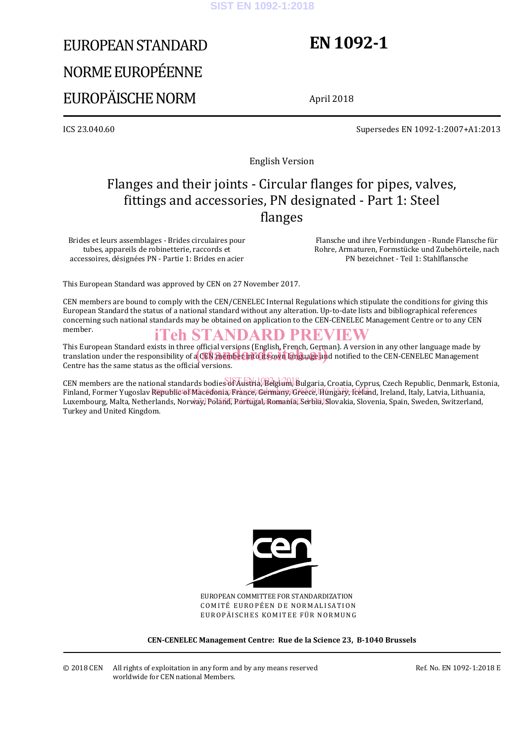EUROPEAN STANDARD

NORME EUROPÉENNE

EUROPÄISCHE NORM

# EN 1092-1

April 2018

ICS 23.040.60

Supersedes EN 1092-1:2007+A1:2013

English Version

## Flanges and their joints - Circular flanges for pipes, valves, fittings and accessories, PN designated - Part 1: Steel flanges

Brides et leurs assemblages - Brides circulaires pour tubes, appareils de robinetterie, raccords et accessoires, désignées PN - Partie 1: Brides en acier

Flansche und ihre Verbindungen - Runde Flansche für Rohre, Armaturen, Formstücke und Zubehörteile, nach PN bezeichnet - Teil 1: Stahlflansche

This European Standard was approved by CEN on 27 November 2017.

CEN members are bound to comply with the CEN/CENELEC Internal Regulations which stipulate the conditions for giving this European Standard the status of a national standard without any alteration. Up-to-date lists and bibliographical references concerning such national standards may be obtained on application to the CEN-CENELEC Management Centre or to any CEN member.

This European Standard exists in three official versions (English, French, German). A version in any other language made by translation under the responsibility of a CEN member into its own language and notified to the CEN-CENELEC Management Centre has the same status as the official versions.

CEN members are the national standards bodies of Austria, Belgium, Bulgaria, Croatia, Cyprus, Czech Republic, Denmark, Estonia, Finland, Former Yugoslav Republic of Macedonia, France, Germany, Greece, Hungary, Iceland, Ireland, Italy, Latvia, Lithuania, Luxembourg, Malta, Netherlands, Norway, Poland, Portugal, Romania, Serbia, Slovakia, Slovenia, Spain, Sweden, Switzerland, Turkey and United Kingdom.

EUROPEAN COMMITTEE FOR STANDARDIZATION

COMITÉ EUROPÉEN DE NORMALISATION

EUROPÄISCHES KOMITEE FÜR NORMUNG

**CEN-CENELEC Management Centre: Rue de la Science 23, B-1040 Brussels**

© 2018 CEN All rights of exploitation in any form and by any means reserved worldwide for CEN national Members.

Ref. No. EN 1092-1:2018 E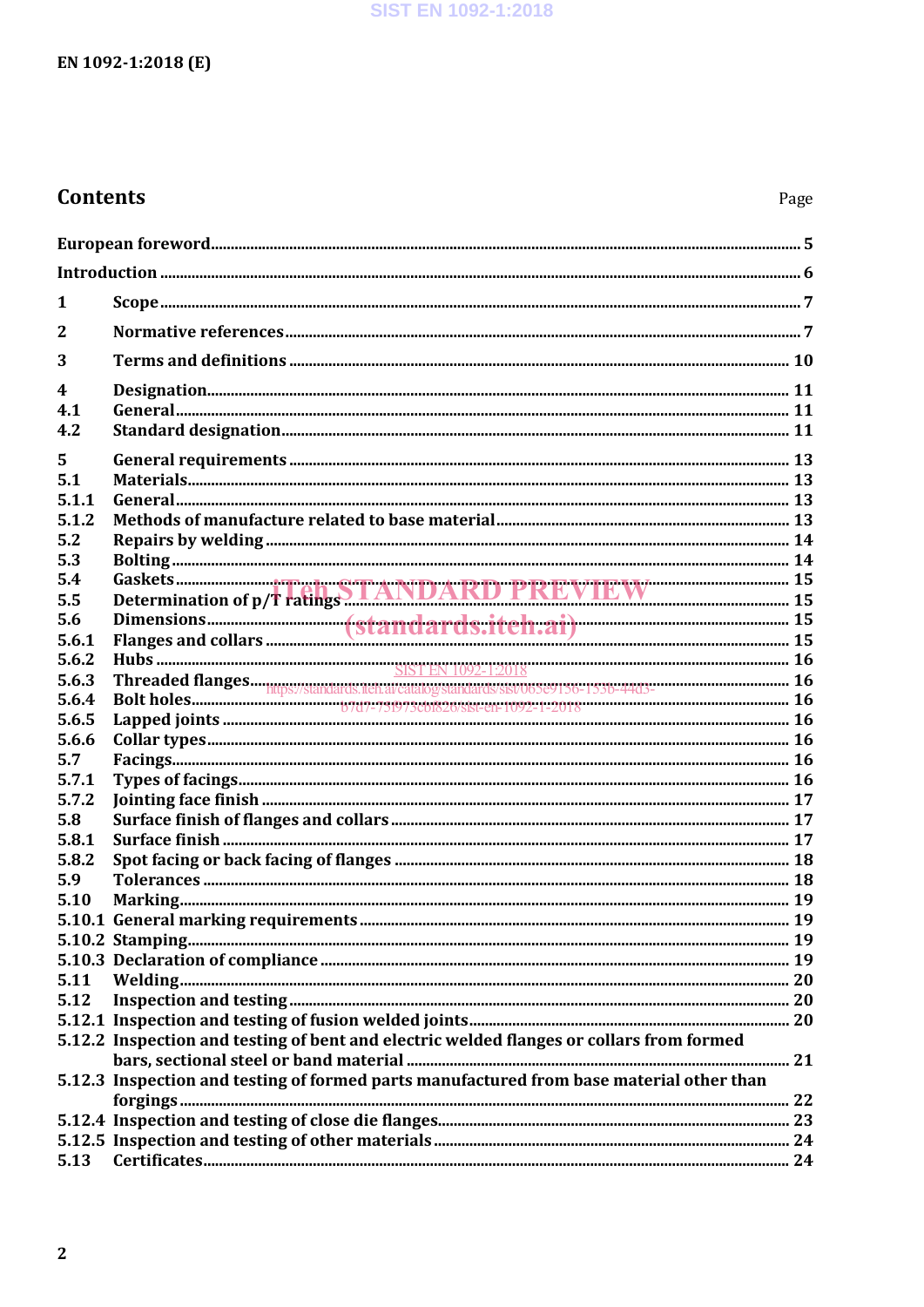# Contents

Page

| | | |
|---|---|---|
| **European foreword** | | **5** |
| **Introduction** | | **6** |
| **1** | **Scope** | **7** |
| **2** | **Normative references** | **7** |
| **3** | **Terms and definitions** | **10** |
| **4** | **Designation** | **11** |
| **4.1** | **General** | **11** |
| **4.2** | **Standard designation** | **11** |
| **5** | **General requirements** | **13** |
| **5.1** | **Materials** | **13** |
| **5.1.1** | **General** | **13** |
| **5.1.2** | **Methods of manufacture related to base material** | **13** |
| **5.2** | **Repairs by welding** | **14** |
| **5.3** | **Bolting** | **14** |
| **5.4** | **Gaskets** | **15** |
| **5.5** | **Determination of p/T ratings** | **15** |
| **5.6** | **Dimensions** | **15** |
| **5.6.1** | **Flanges and collars** | **15** |
| **5.6.2** | **Hubs** | **16** |
| **5.6.3** | **Threaded flanges** | **16** |
| **5.6.4** | **Bolt holes** | **16** |
| **5.6.5** | **Lapped joints** | **16** |
| **5.6.6** | **Collar types** | **16** |
| **5.7** | **Facings** | **16** |
| **5.7.1** | **Types of facings** | **16** |
| **5.7.2** | **Jointing face finish** | **17** |
| **5.8** | **Surface finish of flanges and collars** | **17** |
| **5.8.1** | **Surface finish** | **17** |
| **5.8.2** | **Spot facing or back facing of flanges** | **18** |
| **5.9** | **Tolerances** | **18** |
| **5.10** | **Marking** | **19** |
| **5.10.1** | **General marking requirements** | **19** |
| **5.10.2** | **Stamping** | **19** |
| **5.10.3** | **Declaration of compliance** | **19** |
| **5.11** | **Welding** | **20** |
| **5.12** | **Inspection and testing** | **20** |
| **5.12.1** | **Inspection and testing of fusion welded joints** | **20** |
| **5.12.2** | **Inspection and testing of bent and electric welded flanges or collars from formed bars, sectional steel or band material** | **21** |
| **5.12.3** | **Inspection and testing of formed parts manufactured from base material other than forgings** | **22** |
| **5.12.4** | **Inspection and testing of close die flanges** | **23** |
| **5.12.5** | **Inspection and testing of other materials** | **24** |
| **5.13** | **Certificates** | **24** |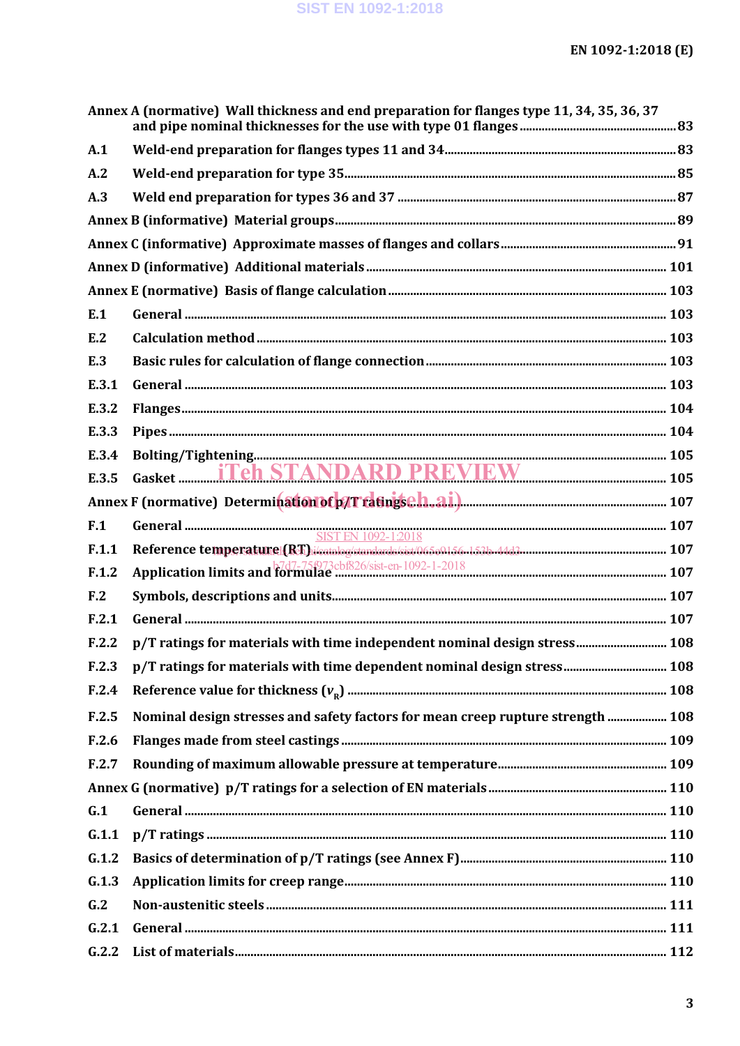Annex A (normative) Wall thickness and end preparation for flanges type 11, 34, 35, 36, 37 and pipe nominal thicknesses for the use with type 01 flanges ..... 83

A.1 Weld-end preparation for flanges types 11 and 34 ..... 83

A.2 Weld-end preparation for type 35 ..... 85

A.3 Weld end preparation for types 36 and 37 ..... 87

Annex B (informative) Material groups ..... 89

Annex C (informative) Approximate masses of flanges and collars ..... 91

Annex D (informative) Additional materials ..... 101

Annex E (normative) Basis of flange calculation ..... 103

E.1 General ..... 103

E.2 Calculation method ..... 103

E.3 Basic rules for calculation of flange connection ..... 103

E.3.1 General ..... 103

E.3.2 Flanges ..... 104

E.3.3 Pipes ..... 104

E.3.4 Bolting/Tightening ..... 105

E.3.5 Gasket ..... 105

Annex F (normative) Determination of p/T ratings ..... 107

F.1 General ..... 107

F.1.1 Reference temperature (RT) ..... 107

F.1.2 Application limits and formulae ..... 107

F.2 Symbols, descriptions and units ..... 107

F.2.1 General ..... 107

F.2.2 p/T ratings for materials with time independent nominal design stress ..... 108

F.2.3 p/T ratings for materials with time dependent nominal design stress ..... 108

F.2.4 Reference value for thickness ($v_R$) ..... 108

F.2.5 Nominal design stresses and safety factors for mean creep rupture strength ..... 108

F.2.6 Flanges made from steel castings ..... 109

F.2.7 Rounding of maximum allowable pressure at temperature ..... 109

Annex G (normative) p/T ratings for a selection of EN materials ..... 110

G.1 General ..... 110

G.1.1 p/T ratings ..... 110

G.1.2 Basics of determination of p/T ratings (see Annex F) ..... 110

G.1.3 Application limits for creep range ..... 110

G.2 Non-austenitic steels ..... 111

G.2.1 General ..... 111

G.2.2 List of materials ..... 112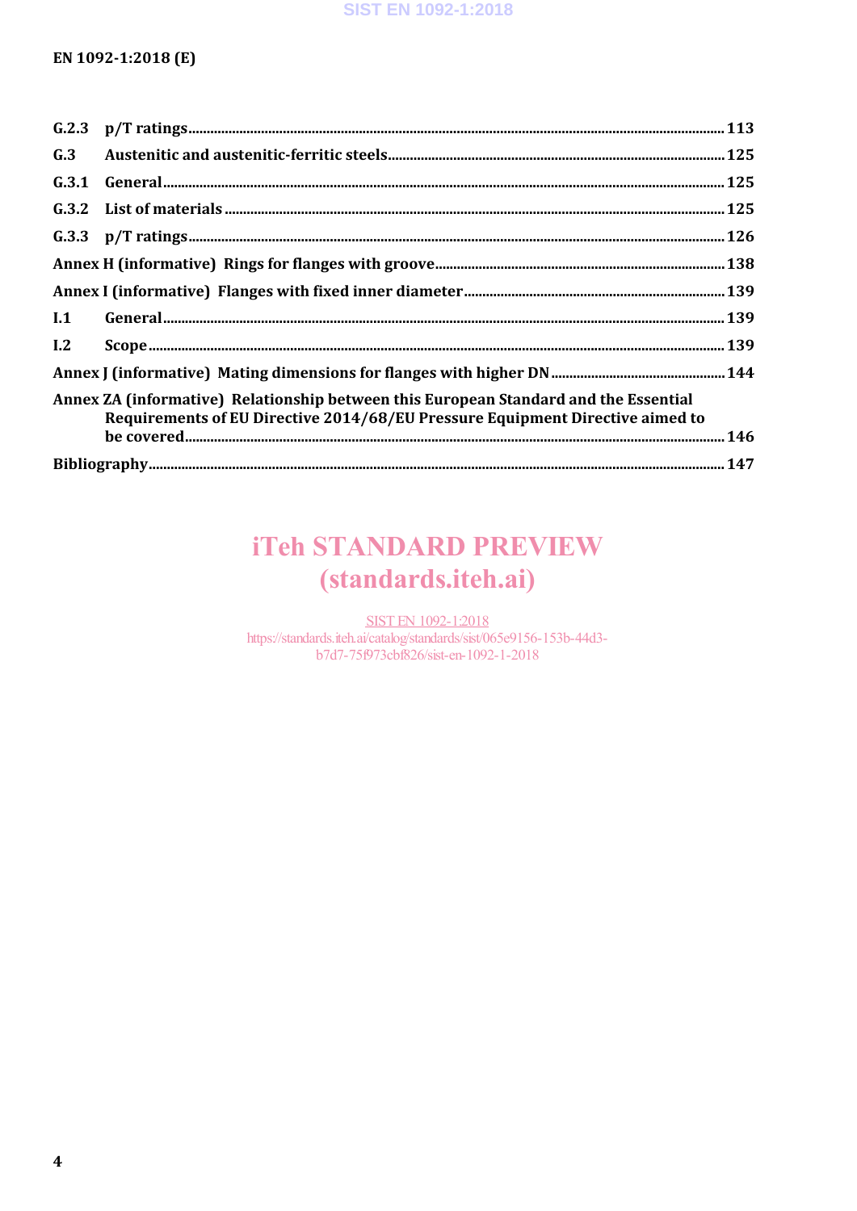G.2.3 p/T ratings ..... 113

G.3 Austenitic and austenitic-ferritic steels ..... 125

G.3.1 General ..... 125

G.3.2 List of materials ..... 125

G.3.3 p/T ratings ..... 126

Annex H (informative) Rings for flanges with groove ..... 138

Annex I (informative) Flanges with fixed inner diameter ..... 139

I.1 General ..... 139

I.2 Scope ..... 139

Annex J (informative) Mating dimensions for flanges with higher DN ..... 144

Annex ZA (informative) Relationship between this European Standard and the Essential Requirements of EU Directive 2014/68/EU Pressure Equipment Directive aimed to be covered ..... 146

Bibliography ..... 147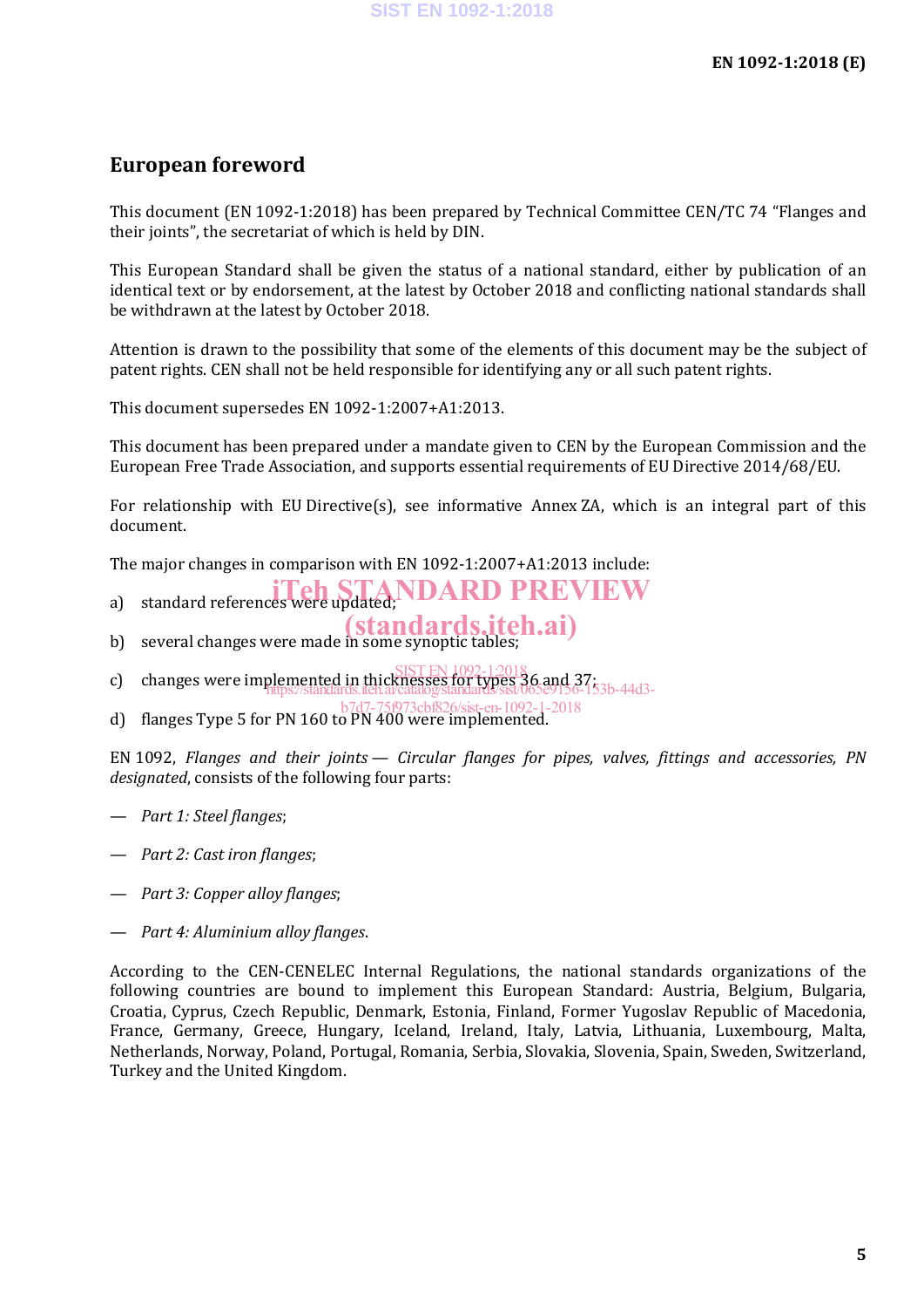# European foreword

This document (EN 1092-1:2018) has been prepared by Technical Committee CEN/TC 74 "Flanges and their joints", the secretariat of which is held by DIN.

This European Standard shall be given the status of a national standard, either by publication of an identical text or by endorsement, at the latest by October 2018 and conflicting national standards shall be withdrawn at the latest by October 2018.

Attention is drawn to the possibility that some of the elements of this document may be the subject of patent rights. CEN shall not be held responsible for identifying any or all such patent rights.

This document supersedes EN 1092-1:2007+A1:2013.

This document has been prepared under a mandate given to CEN by the European Commission and the European Free Trade Association, and supports essential requirements of EU Directive 2014/68/EU.

For relationship with EU Directive(s), see informative Annex ZA, which is an integral part of this document.

The major changes in comparison with EN 1092-1:2007+A1:2013 include:

a) standard references were updated;

b) several changes were made in some synoptic tables;

c) changes were implemented in thicknesses for types 36 and 37;

d) flanges Type 5 for PN 160 to PN 400 were implemented.

EN 1092, *Flanges and their joints — Circular flanges for pipes, valves, fittings and accessories, PN designated*, consists of the following four parts:

— *Part 1: Steel flanges*;

— *Part 2: Cast iron flanges*;

— *Part 3: Copper alloy flanges*;

— *Part 4: Aluminium alloy flanges*.

According to the CEN-CENELEC Internal Regulations, the national standards organizations of the following countries are bound to implement this European Standard: Austria, Belgium, Bulgaria, Croatia, Cyprus, Czech Republic, Denmark, Estonia, Finland, Former Yugoslav Republic of Macedonia, France, Germany, Greece, Hungary, Iceland, Ireland, Italy, Latvia, Lithuania, Luxembourg, Malta, Netherlands, Norway, Poland, Portugal, Romania, Serbia, Slovakia, Slovenia, Spain, Sweden, Switzerland, Turkey and the United Kingdom.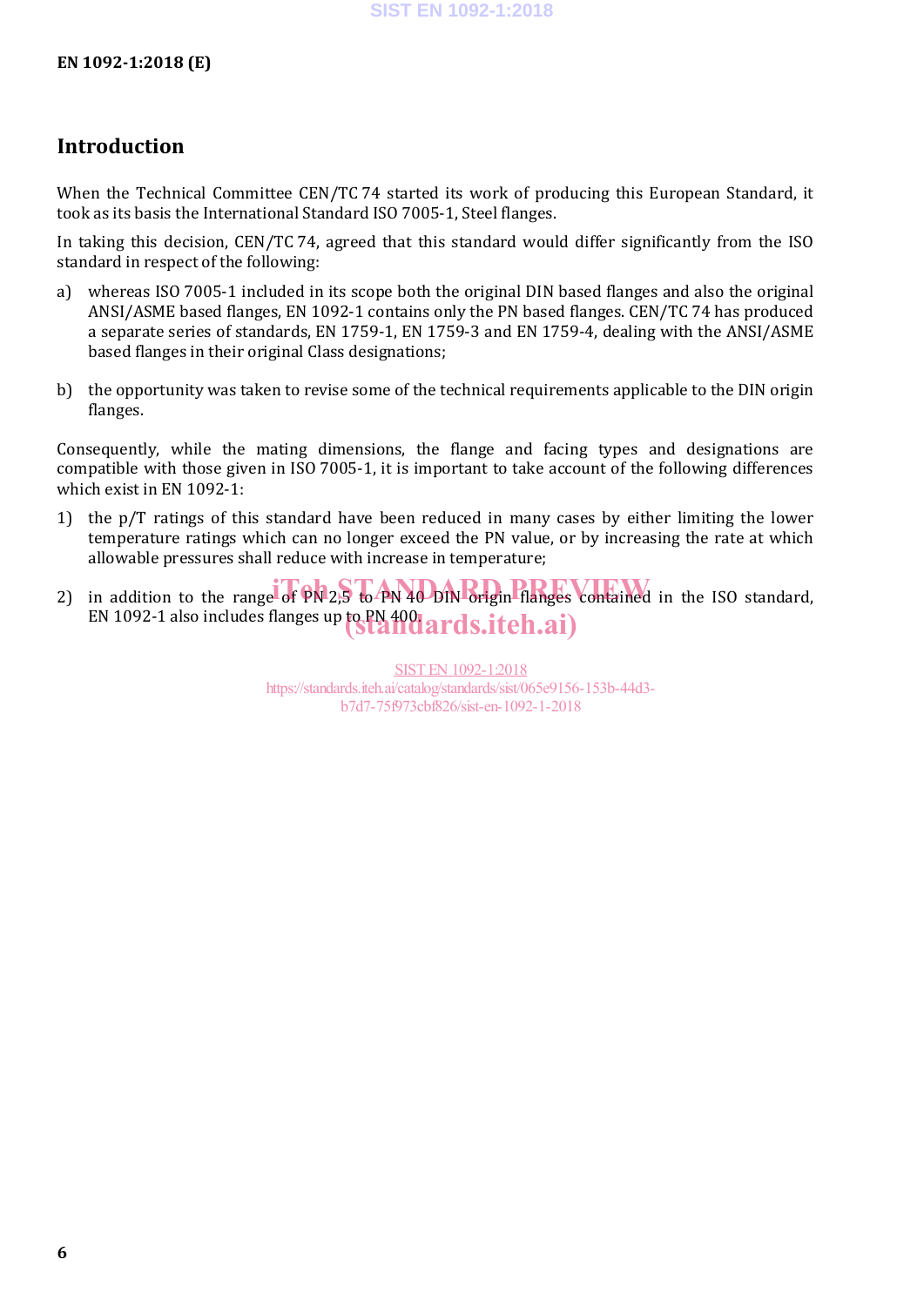# Introduction

When the Technical Committee CEN/TC 74 started its work of producing this European Standard, it took as its basis the International Standard ISO 7005-1, Steel flanges.

In taking this decision, CEN/TC 74, agreed that this standard would differ significantly from the ISO standard in respect of the following:

a) whereas ISO 7005-1 included in its scope both the original DIN based flanges and also the original ANSI/ASME based flanges, EN 1092-1 contains only the PN based flanges. CEN/TC 74 has produced a separate series of standards, EN 1759-1, EN 1759-3 and EN 1759-4, dealing with the ANSI/ASME based flanges in their original Class designations;

b) the opportunity was taken to revise some of the technical requirements applicable to the DIN origin flanges.

Consequently, while the mating dimensions, the flange and facing types and designations are compatible with those given in ISO 7005-1, it is important to take account of the following differences which exist in EN 1092-1:

1) the p/T ratings of this standard have been reduced in many cases by either limiting the lower temperature ratings which can no longer exceed the PN value, or by increasing the rate at which allowable pressures shall reduce with increase in temperature;

2) in addition to the range of PN 2,5 to PN 40 DIN origin flanges contained in the ISO standard, EN 1092-1 also includes flanges up to PN 400.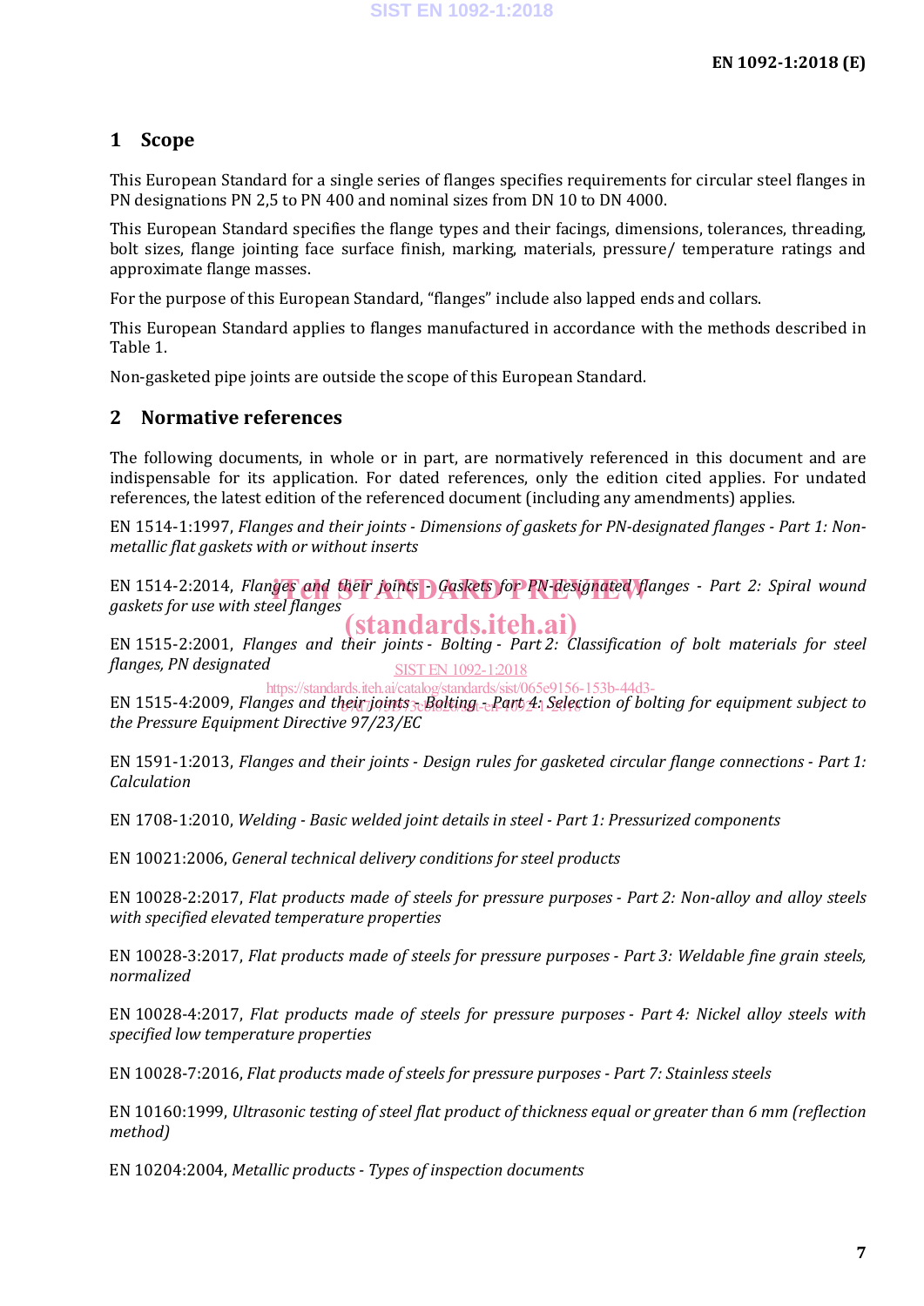## 1 Scope

This European Standard for a single series of flanges specifies requirements for circular steel flanges in PN designations PN 2,5 to PN 400 and nominal sizes from DN 10 to DN 4000.

This European Standard specifies the flange types and their facings, dimensions, tolerances, threading, bolt sizes, flange jointing face surface finish, marking, materials, pressure/ temperature ratings and approximate flange masses.

For the purpose of this European Standard, "flanges" include also lapped ends and collars.

This European Standard applies to flanges manufactured in accordance with the methods described in Table 1.

Non-gasketed pipe joints are outside the scope of this European Standard.

## 2 Normative references

The following documents, in whole or in part, are normatively referenced in this document and are indispensable for its application. For dated references, only the edition cited applies. For undated references, the latest edition of the referenced document (including any amendments) applies.

EN 1514-1:1997, *Flanges and their joints - Dimensions of gaskets for PN-designated flanges - Part 1: Non-metallic flat gaskets with or without inserts*

EN 1514-2:2014, *Flanges and their joints - Gaskets for PN-designated flanges - Part 2: Spiral wound gaskets for use with steel flanges*

EN 1515-2:2001, *Flanges and their joints - Bolting - Part 2: Classification of bolt materials for steel flanges, PN designated*

EN 1515-4:2009, *Flanges and their joints - Bolting - Part 4: Selection of bolting for equipment subject to the Pressure Equipment Directive 97/23/EC*

EN 1591-1:2013, *Flanges and their joints - Design rules for gasketed circular flange connections - Part 1: Calculation*

EN 1708-1:2010, *Welding - Basic welded joint details in steel - Part 1: Pressurized components*

EN 10021:2006, *General technical delivery conditions for steel products*

EN 10028-2:2017, *Flat products made of steels for pressure purposes - Part 2: Non-alloy and alloy steels with specified elevated temperature properties*

EN 10028-3:2017, *Flat products made of steels for pressure purposes - Part 3: Weldable fine grain steels, normalized*

EN 10028-4:2017, *Flat products made of steels for pressure purposes - Part 4: Nickel alloy steels with specified low temperature properties*

EN 10028-7:2016, *Flat products made of steels for pressure purposes - Part 7: Stainless steels*

EN 10160:1999, *Ultrasonic testing of steel flat product of thickness equal or greater than 6 mm (reflection method)*

EN 10204:2004, *Metallic products - Types of inspection documents*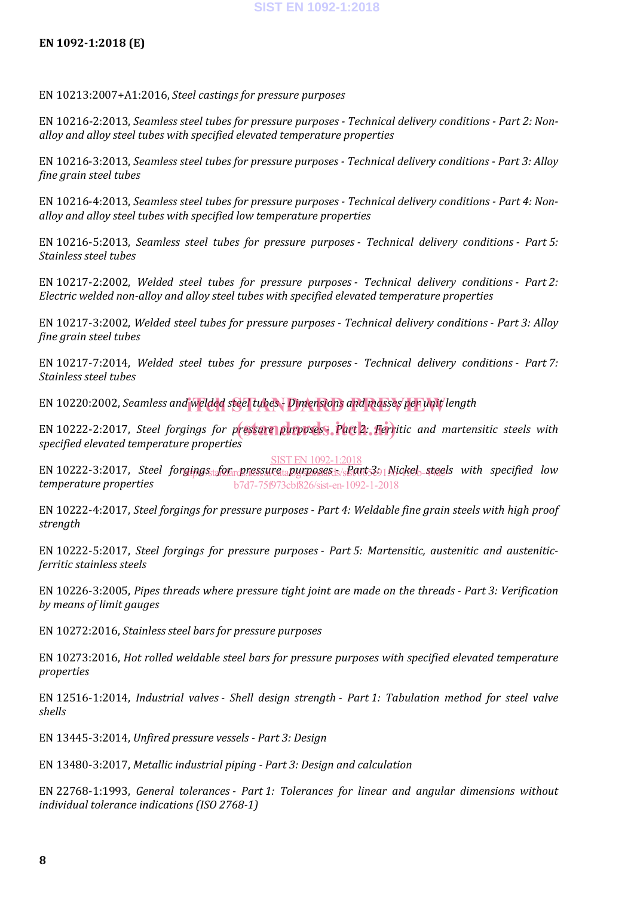EN 10213:2007+A1:2016, *Steel castings for pressure purposes*

EN 10216-2:2013, *Seamless steel tubes for pressure purposes - Technical delivery conditions - Part 2: Non-alloy and alloy steel tubes with specified elevated temperature properties*

EN 10216-3:2013, *Seamless steel tubes for pressure purposes - Technical delivery conditions - Part 3: Alloy fine grain steel tubes*

EN 10216-4:2013, *Seamless steel tubes for pressure purposes - Technical delivery conditions - Part 4: Non-alloy and alloy steel tubes with specified low temperature properties*

EN 10216-5:2013, *Seamless steel tubes for pressure purposes - Technical delivery conditions - Part 5: Stainless steel tubes*

EN 10217-2:2002, *Welded steel tubes for pressure purposes - Technical delivery conditions - Part 2: Electric welded non-alloy and alloy steel tubes with specified elevated temperature properties*

EN 10217-3:2002, *Welded steel tubes for pressure purposes - Technical delivery conditions - Part 3: Alloy fine grain steel tubes*

EN 10217-7:2014, *Welded steel tubes for pressure purposes - Technical delivery conditions - Part 7: Stainless steel tubes*

EN 10220:2002, *Seamless and welded steel tubes - Dimensions and masses per unit length*

EN 10222-2:2017, *Steel forgings for pressure purposes - Part 2: Ferritic and martensitic steels with specified elevated temperature properties*

EN 10222-3:2017, *Steel forgings for pressure purposes - Part 3: Nickel steels with specified low temperature properties*

EN 10222-4:2017, *Steel forgings for pressure purposes - Part 4: Weldable fine grain steels with high proof strength*

EN 10222-5:2017, *Steel forgings for pressure purposes - Part 5: Martensitic, austenitic and austenitic-ferritic stainless steels*

EN 10226-3:2005, *Pipes threads where pressure tight joint are made on the threads - Part 3: Verification by means of limit gauges*

EN 10272:2016, *Stainless steel bars for pressure purposes*

EN 10273:2016, *Hot rolled weldable steel bars for pressure purposes with specified elevated temperature properties*

EN 12516-1:2014, *Industrial valves - Shell design strength - Part 1: Tabulation method for steel valve shells*

EN 13445-3:2014, *Unfired pressure vessels - Part 3: Design*

EN 13480-3:2017, *Metallic industrial piping - Part 3: Design and calculation*

EN 22768-1:1993, *General tolerances - Part 1: Tolerances for linear and angular dimensions without individual tolerance indications (ISO 2768-1)*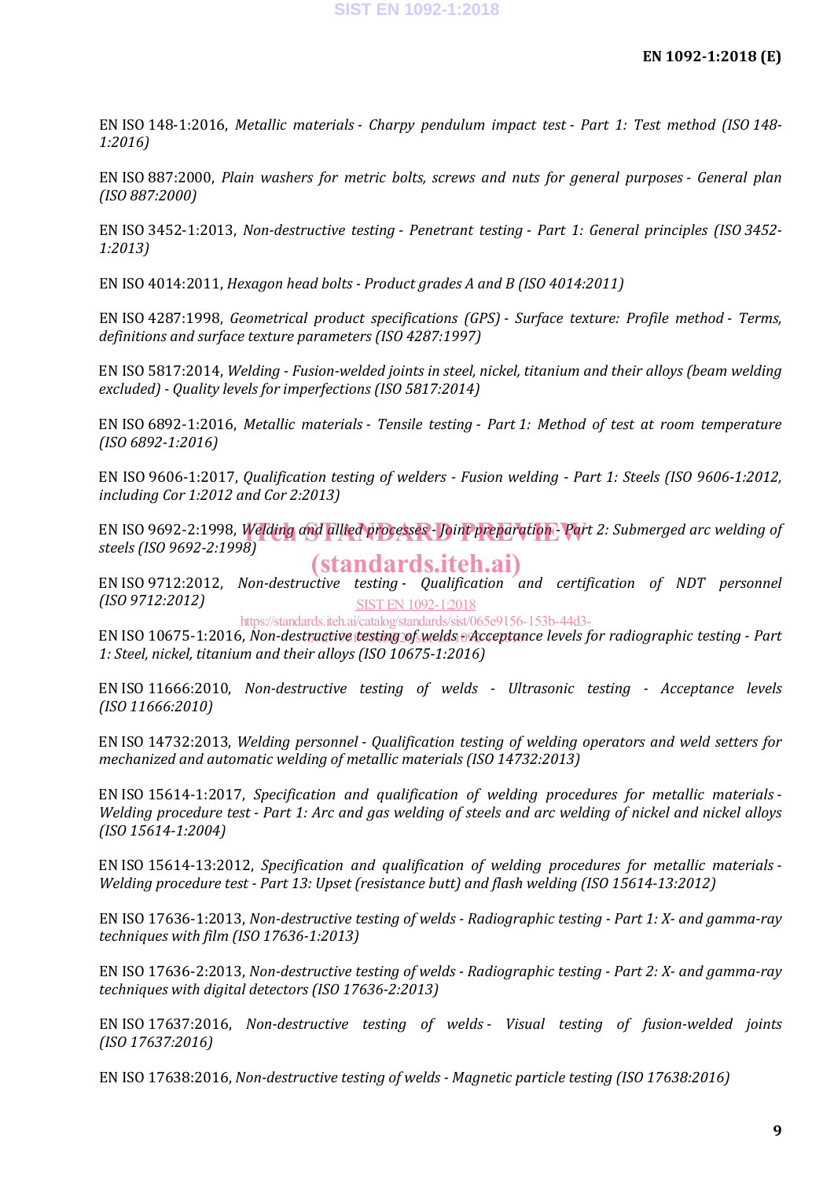EN ISO 148-1:2016, *Metallic materials - Charpy pendulum impact test - Part 1: Test method (ISO 148-1:2016)*

EN ISO 887:2000, *Plain washers for metric bolts, screws and nuts for general purposes - General plan (ISO 887:2000)*

EN ISO 3452-1:2013, *Non-destructive testing - Penetrant testing - Part 1: General principles (ISO 3452-1:2013)*

EN ISO 4014:2011, *Hexagon head bolts - Product grades A and B (ISO 4014:2011)*

EN ISO 4287:1998, *Geometrical product specifications (GPS) - Surface texture: Profile method - Terms, definitions and surface texture parameters (ISO 4287:1997)*

EN ISO 5817:2014, *Welding - Fusion-welded joints in steel, nickel, titanium and their alloys (beam welding excluded) - Quality levels for imperfections (ISO 5817:2014)*

EN ISO 6892-1:2016, *Metallic materials - Tensile testing - Part 1: Method of test at room temperature (ISO 6892-1:2016)*

EN ISO 9606-1:2017, *Qualification testing of welders - Fusion welding - Part 1: Steels (ISO 9606-1:2012, including Cor 1:2012 and Cor 2:2013)*

EN ISO 9692-2:1998, *Welding and allied processes - Joint preparation - Part 2: Submerged arc welding of steels (ISO 9692-2:1998)*

EN ISO 9712:2012, *Non-destructive testing - Qualification and certification of NDT personnel (ISO 9712:2012)*

EN ISO 10675-1:2016, *Non-destructive testing of welds - Acceptance levels for radiographic testing - Part 1: Steel, nickel, titanium and their alloys (ISO 10675-1:2016)*

EN ISO 11666:2010, *Non-destructive testing of welds - Ultrasonic testing - Acceptance levels (ISO 11666:2010)*

EN ISO 14732:2013, *Welding personnel - Qualification testing of welding operators and weld setters for mechanized and automatic welding of metallic materials (ISO 14732:2013)*

EN ISO 15614-1:2017, *Specification and qualification of welding procedures for metallic materials - Welding procedure test - Part 1: Arc and gas welding of steels and arc welding of nickel and nickel alloys (ISO 15614-1:2004)*

EN ISO 15614-13:2012, *Specification and qualification of welding procedures for metallic materials - Welding procedure test - Part 13: Upset (resistance butt) and flash welding (ISO 15614-13:2012)*

EN ISO 17636-1:2013, *Non-destructive testing of welds - Radiographic testing - Part 1: X- and gamma-ray techniques with film (ISO 17636-1:2013)*

EN ISO 17636-2:2013, *Non-destructive testing of welds - Radiographic testing - Part 2: X- and gamma-ray techniques with digital detectors (ISO 17636-2:2013)*

EN ISO 17637:2016, *Non-destructive testing of welds - Visual testing of fusion-welded joints (ISO 17637:2016)*

EN ISO 17638:2016, *Non-destructive testing of welds - Magnetic particle testing (ISO 17638:2016)*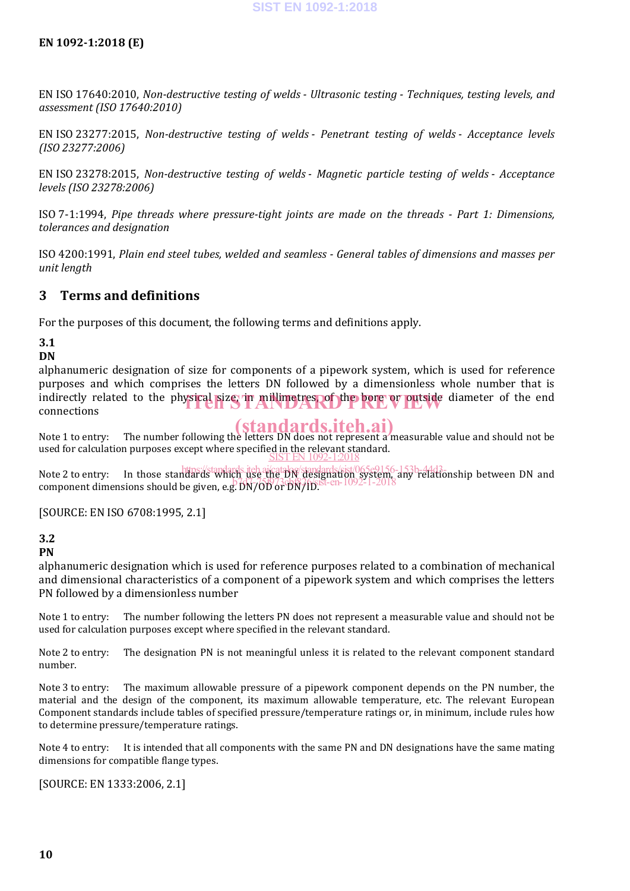EN ISO 17640:2010, *Non-destructive testing of welds - Ultrasonic testing - Techniques, testing levels, and assessment (ISO 17640:2010)*

EN ISO 23277:2015, *Non-destructive testing of welds - Penetrant testing of welds - Acceptance levels (ISO 23277:2006)*

EN ISO 23278:2015, *Non-destructive testing of welds - Magnetic particle testing of welds - Acceptance levels (ISO 23278:2006)*

ISO 7-1:1994, *Pipe threads where pressure-tight joints are made on the threads - Part 1: Dimensions, tolerances and designation*

ISO 4200:1991, *Plain end steel tubes, welded and seamless - General tables of dimensions and masses per unit length*

## 3 Terms and definitions

For the purposes of this document, the following terms and definitions apply.

**3.1**
**DN**
alphanumeric designation of size for components of a pipework system, which is used for reference purposes and which comprises the letters DN followed by a dimensionless whole number that is indirectly related to the physical size, in millimetres, of the bore or outside diameter of the end connections

Note 1 to entry: The number following the letters DN does not represent a measurable value and should not be used for calculation purposes except where specified in the relevant standard.

Note 2 to entry: In those standards which use the DN designation system, any relationship between DN and component dimensions should be given, e.g. DN/OD or DN/ID.

[SOURCE: EN ISO 6708:1995, 2.1]

**3.2**
**PN**
alphanumeric designation which is used for reference purposes related to a combination of mechanical and dimensional characteristics of a component of a pipework system and which comprises the letters PN followed by a dimensionless number

Note 1 to entry: The number following the letters PN does not represent a measurable value and should not be used for calculation purposes except where specified in the relevant standard.

Note 2 to entry: The designation PN is not meaningful unless it is related to the relevant component standard number.

Note 3 to entry: The maximum allowable pressure of a pipework component depends on the PN number, the material and the design of the component, its maximum allowable temperature, etc. The relevant European Component standards include tables of specified pressure/temperature ratings or, in minimum, include rules how to determine pressure/temperature ratings.

Note 4 to entry: It is intended that all components with the same PN and DN designations have the same mating dimensions for compatible flange types.

[SOURCE: EN 1333:2006, 2.1]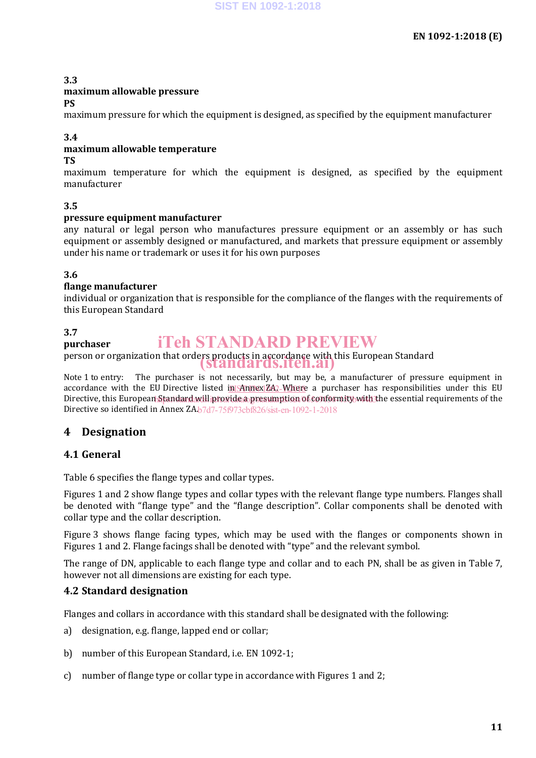**3.3**

**maximum allowable pressure**

**PS**

maximum pressure for which the equipment is designed, as specified by the equipment manufacturer

**3.4**

**maximum allowable temperature**

**TS**

maximum temperature for which the equipment is designed, as specified by the equipment manufacturer

**3.5**

**pressure equipment manufacturer**

any natural or legal person who manufactures pressure equipment or an assembly or has such equipment or assembly designed or manufactured, and markets that pressure equipment or assembly under his name or trademark or uses it for his own purposes

**3.6**

**flange manufacturer**

individual or organization that is responsible for the compliance of the flanges with the requirements of this European Standard

**3.7**

**purchaser**

person or organization that orders products in accordance with this European Standard

Note 1 to entry: The purchaser is not necessarily, but may be, a manufacturer of pressure equipment in accordance with the EU Directive listed in Annex ZA. Where a purchaser has responsibilities under this EU Directive, this European Standard will provide a presumption of conformity with the essential requirements of the Directive so identified in Annex ZA.

# 4 Designation

## 4.1 General

Table 6 specifies the flange types and collar types.

Figures 1 and 2 show flange types and collar types with the relevant flange type numbers. Flanges shall be denoted with "flange type" and the "flange description". Collar components shall be denoted with collar type and the collar description.

Figure 3 shows flange facing types, which may be used with the flanges or components shown in Figures 1 and 2. Flange facings shall be denoted with "type" and the relevant symbol.

The range of DN, applicable to each flange type and collar and to each PN, shall be as given in Table 7, however not all dimensions are existing for each type.

## 4.2 Standard designation

Flanges and collars in accordance with this standard shall be designated with the following:

a) designation, e.g. flange, lapped end or collar;

b) number of this European Standard, i.e. EN 1092-1;

c) number of flange type or collar type in accordance with Figures 1 and 2;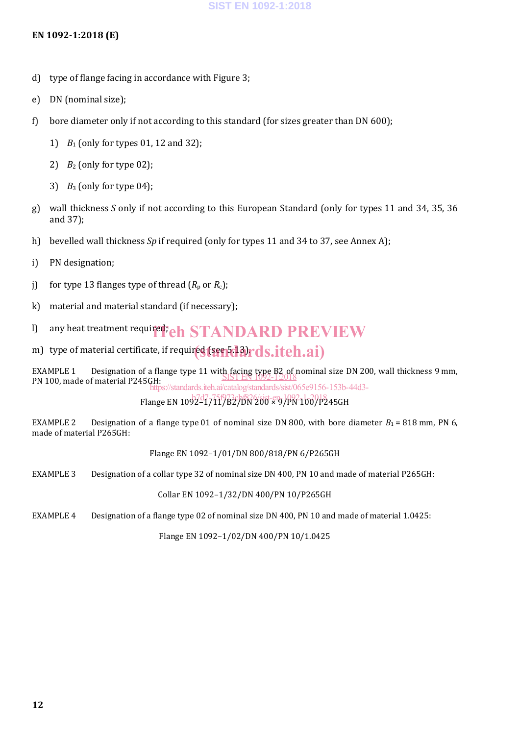d) type of flange facing in accordance with Figure 3;

e) DN (nominal size);

f) bore diameter only if not according to this standard (for sizes greater than DN 600);

   1) $B_1$ (only for types 01, 12 and 32);

   2) $B_2$ (only for type 02);

   3) $B_3$ (only for type 04);

g) wall thickness *S* only if not according to this European Standard (only for types 11 and 34, 35, 36 and 37);

h) bevelled wall thickness *Sp* if required (only for types 11 and 34 to 37, see Annex A);

i) PN designation;

j) for type 13 flanges type of thread ($R_p$ or $R_c$);

k) material and material standard (if necessary);

l) any heat treatment required;

m) type of material certificate, if required (see 5.13).

EXAMPLE 1 Designation of a flange type 11 with facing type B2 of nominal size DN 200, wall thickness 9 mm, PN 100, made of material P245GH:

Flange EN 1092–1/11/B2/DN 200 × 9/PN 100/P245GH

EXAMPLE 2 Designation of a flange type 01 of nominal size DN 800, with bore diameter $B_1$ = 818 mm, PN 6, made of material P265GH:

Flange EN 1092–1/01/DN 800/818/PN 6/P265GH

EXAMPLE 3 Designation of a collar type 32 of nominal size DN 400, PN 10 and made of material P265GH:

Collar EN 1092–1/32/DN 400/PN 10/P265GH

EXAMPLE 4 Designation of a flange type 02 of nominal size DN 400, PN 10 and made of material 1.0425:

Flange EN 1092–1/02/DN 400/PN 10/1.0425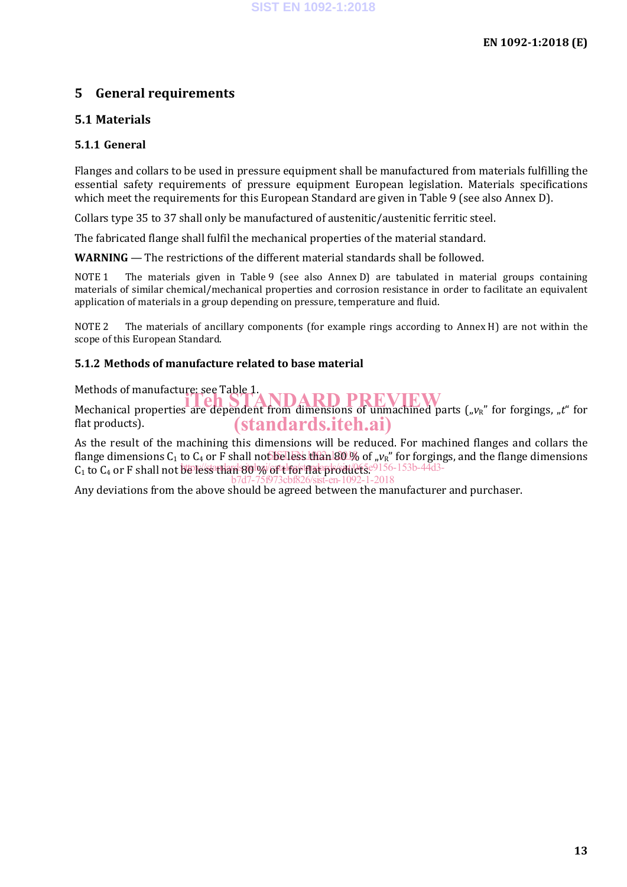# 5 General requirements

## 5.1 Materials

### 5.1.1 General

Flanges and collars to be used in pressure equipment shall be manufactured from materials fulfilling the essential safety requirements of pressure equipment European legislation. Materials specifications which meet the requirements for this European Standard are given in Table 9 (see also Annex D).

Collars type 35 to 37 shall only be manufactured of austenitic/austenitic ferritic steel.

The fabricated flange shall fulfil the mechanical properties of the material standard.

**WARNING** — The restrictions of the different material standards shall be followed.

NOTE 1 The materials given in Table 9 (see also Annex D) are tabulated in material groups containing materials of similar chemical/mechanical properties and corrosion resistance in order to facilitate an equivalent application of materials in a group depending on pressure, temperature and fluid.

NOTE 2 The materials of ancillary components (for example rings according to Annex H) are not within the scope of this European Standard.

### 5.1.2 Methods of manufacture related to base material

Methods of manufacture: see Table 1.

Mechanical properties are dependent from dimensions of unmachined parts („$v_R$" for forgings, „$t$" for flat products).

As the result of the machining this dimensions will be reduced. For machined flanges and collars the flange dimensions $C_1$ to $C_4$ or F shall not be less than 80 % of „$v_R$" for forgings, and the flange dimensions $C_1$ to $C_4$ or F shall not be less than 80 % of t for flat products.

Any deviations from the above should be agreed between the manufacturer and purchaser.